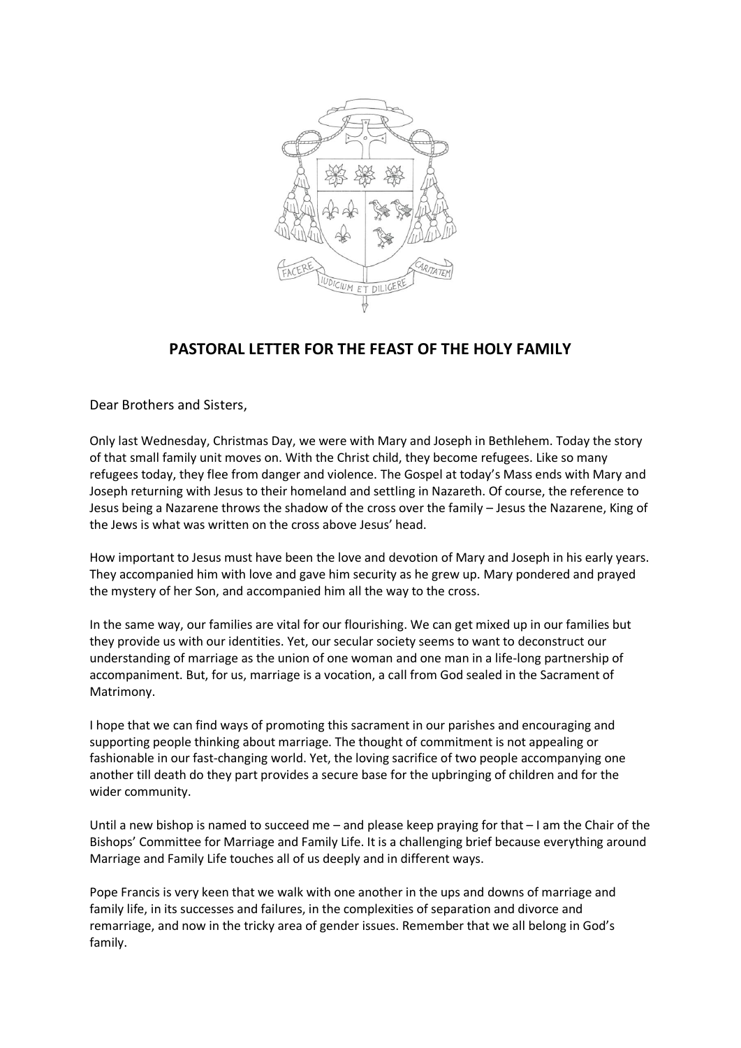## PASTORAL LETTER FOR THE FEAST OF THE HOLY FAMILY

Dear Brothers and Sisters,

Only last Wednesday, Christmas Day, we were with Mary and Joseph in Bethlehem. Today the story of that small family unit moves on. With the Christ child, they become refugees. Like so many refugees today, they flee from danger and violence. The Gospel at today's Mass ends with Mary and Joseph returning with Jesus to their homeland and settling in Nazareth. Of course, the reference to Jesus being a Nazarene throws the shadow of the cross over the family – Jesus the Nazarene, King of the Jews is what was written on the cross above Jesus' head.

How important to Jesus must have been the love and devotion of Mary and Joseph in his early years. They accompanied him with love and gave him security as he grew up. Mary pondered and prayed the mystery of her Son, and accompanied him all the way to the cross.

In the same way, our families are vital for our flourishing. We can get mixed up in our families but they provide us with our identities. Yet, our secular society seems to want to deconstruct our understanding of marriage as the union of one woman and one man in a life-long partnership of accompaniment. But, for us, marriage is a vocation, a call from God sealed in the Sacrament of Matrimony.

I hope that we can find ways of promoting this sacrament in our parishes and encouraging and supporting people thinking about marriage. The thought of commitment is not appealing or fashionable in our fast-changing world. Yet, the loving sacrifice of two people accompanying one another till death do they part provides a secure base for the upbringing of children and for the wider community.

Until a new bishop is named to succeed me – and please keep praying for that – I am the Chair of the Bishops' Committee for Marriage and Family Life. It is a challenging brief because everything around Marriage and Family Life touches all of us deeply and in different ways.

Pope Francis is very keen that we walk with one another in the ups and downs of marriage and family life, in its successes and failures, in the complexities of separation and divorce and remarriage, and now in the tricky area of gender issues. Remember that we all belong in God's family.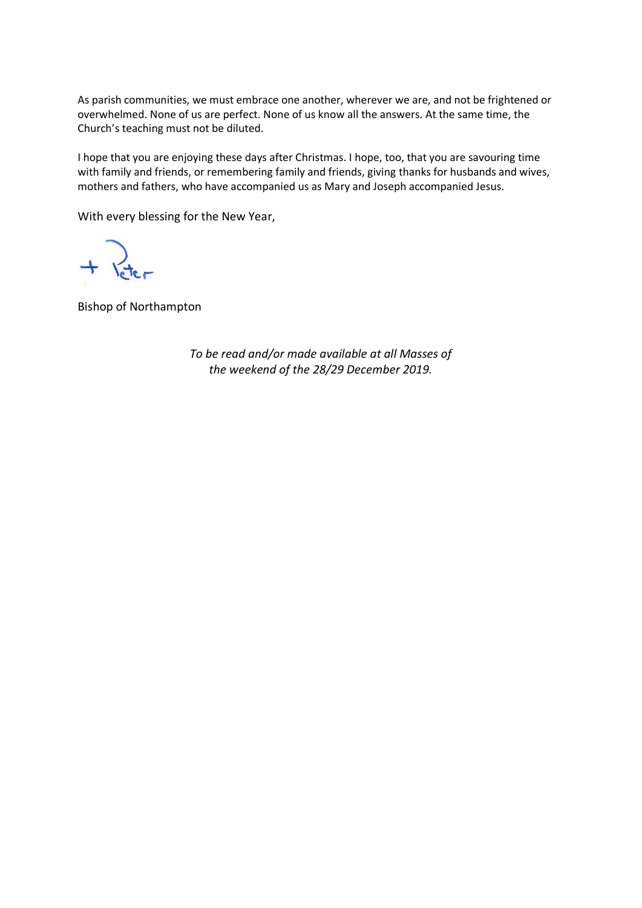As parish communities, we must embrace one another, wherever we are, and not be frightened or overwhelmed. None of us are perfect. None of us know all the answers. At the same time, the Church's teaching must not be diluted.

I hope that you are enjoying these days after Christmas. I hope, too, that you are savouring time with family and friends, or remembering family and friends, giving thanks for husbands and wives, mothers and fathers, who have accompanied us as Mary and Joseph accompanied Jesus.

With every blessing for the New Year,

+ Peter

Bishop of Northampton

*To be read and/or made available at all Masses of the weekend of the 28/29 December 2019.*